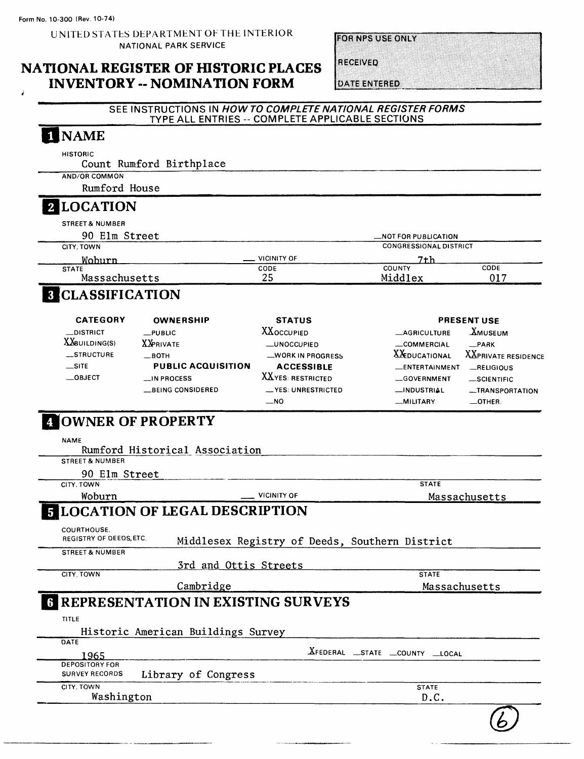Form No. 10-300 (Rev. 10-74)

UNITED STATES DEPARTMENT OF THE INTERIOR
NATIONAL PARK SERVICE

# NATIONAL REGISTER OF HISTORIC PLACES INVENTORY -- NOMINATION FORM

| FOR NPS USE ONLY |
|---|
| RECEIVED |
| DATE ENTERED |

SEE INSTRUCTIONS IN *HOW TO COMPLETE NATIONAL REGISTER FORMS*
TYPE ALL ENTRIES -- COMPLETE APPLICABLE SECTIONS

## 1 NAME

HISTORIC
Count Rumford Birthplace

AND/OR COMMON
Rumford House

## 2 LOCATION

STREET & NUMBER
90 Elm Street

__NOT FOR PUBLICATION

CITY, TOWN
Woburn

__ VICINITY OF

CONGRESSIONAL DISTRICT
7th

| STATE | CODE | COUNTY | CODE |
|---|---|---|---|
| Massachusetts | 25 | Middlex | 017 |

## 3 CLASSIFICATION

| CATEGORY | OWNERSHIP | STATUS | PRESENT USE | |
|---|---|---|---|---|
| __DISTRICT | __PUBLIC | XXOCCUPIED | __AGRICULTURE | XMUSEUM |
| XXBUILDING(S) | XXPRIVATE | __UNOCCUPIED | __COMMERCIAL | __PARK |
| __STRUCTURE | __BOTH | __WORK IN PROGRESS | XXEDUCATIONAL | XXPRIVATE RESIDENCE |
| __SITE | **PUBLIC ACQUISITION** | **ACCESSIBLE** | __ENTERTAINMENT | __RELIGIOUS |
| __OBJECT | __IN PROCESS | XXYES: RESTRICTED | __GOVERNMENT | __SCIENTIFIC |
| | __BEING CONSIDERED | __YES: UNRESTRICTED | __INDUSTRIAL | __TRANSPORTATION |
| | | __NO | __MILITARY | __OTHER: |

## 4 OWNER OF PROPERTY

NAME
Rumford Historical Association

STREET & NUMBER
90 Elm Street

CITY, TOWN
Woburn

__ VICINITY OF

STATE
Massachusetts

## 5 LOCATION OF LEGAL DESCRIPTION

COURTHOUSE, REGISTRY OF DEEDS, ETC.
Middlesex Registry of Deeds, Southern District

STREET & NUMBER
3rd and Ottis Streets

CITY, TOWN
Cambridge

STATE
Massachusetts

## 6 REPRESENTATION IN EXISTING SURVEYS

TITLE
Historic American Buildings Survey

DATE
1965

XFEDERAL __STATE __COUNTY __LOCAL

DEPOSITORY FOR SURVEY RECORDS
Library of Congress

CITY, TOWN
Washington

STATE
D.C.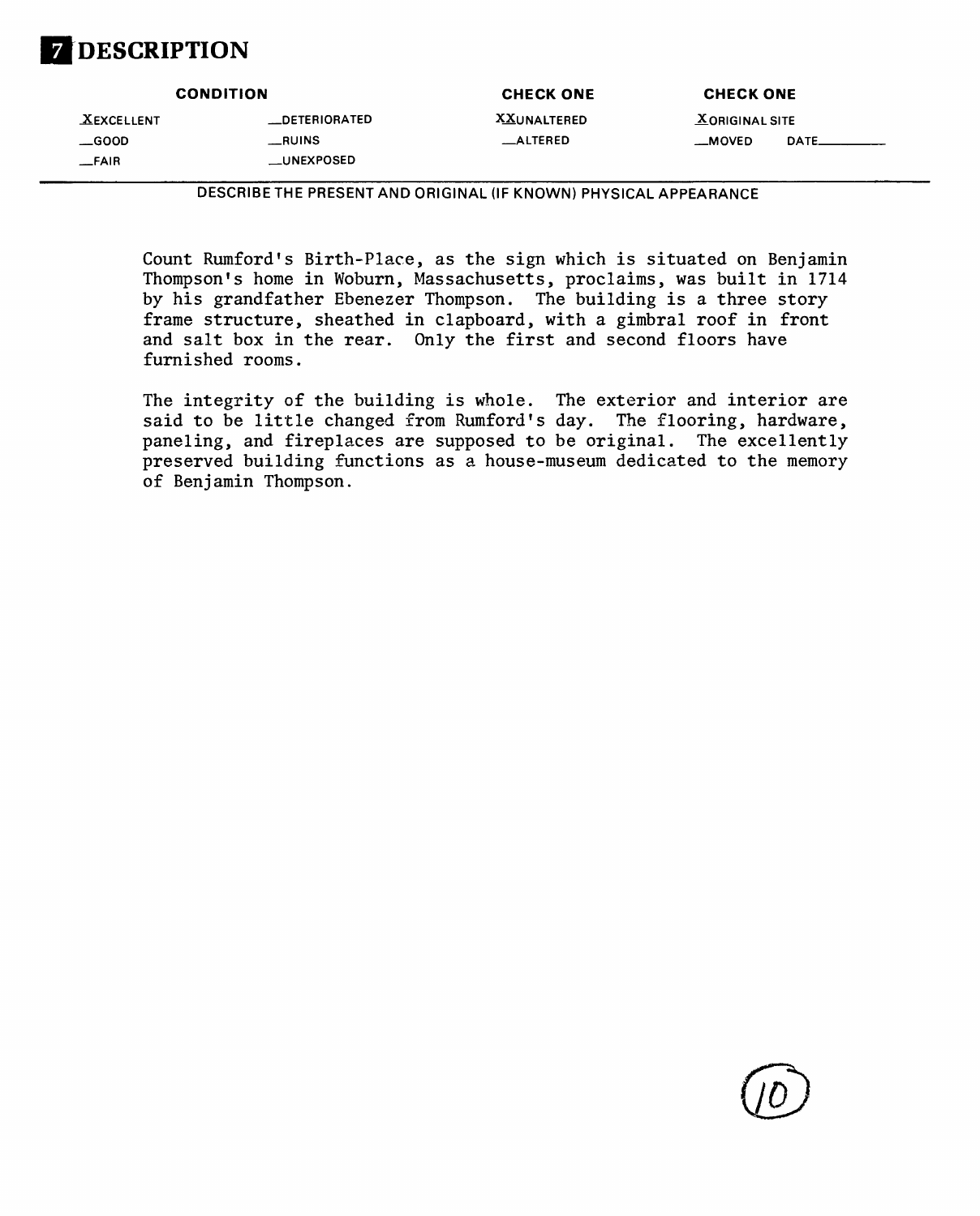# 7 DESCRIPTION

| CONDITION | | CHECK ONE | CHECK ONE |
|---|---|---|---|
| X EXCELLENT | __DETERIORATED | XX UNALTERED | X ORIGINAL SITE |
| __GOOD | __RUINS | __ALTERED | __MOVED DATE______ |
| __FAIR | __UNEXPOSED | | |

DESCRIBE THE PRESENT AND ORIGINAL (IF KNOWN) PHYSICAL APPEARANCE

Count Rumford's Birth-Place, as the sign which is situated on Benjamin Thompson's home in Woburn, Massachusetts, proclaims, was built in 1714 by his grandfather Ebenezer Thompson. The building is a three story frame structure, sheathed in clapboard, with a gimbral roof in front and salt box in the rear. Only the first and second floors have furnished rooms.

The integrity of the building is whole. The exterior and interior are said to be little changed from Rumford's day. The flooring, hardware, paneling, and fireplaces are supposed to be original. The excellently preserved building functions as a house-museum dedicated to the memory of Benjamin Thompson.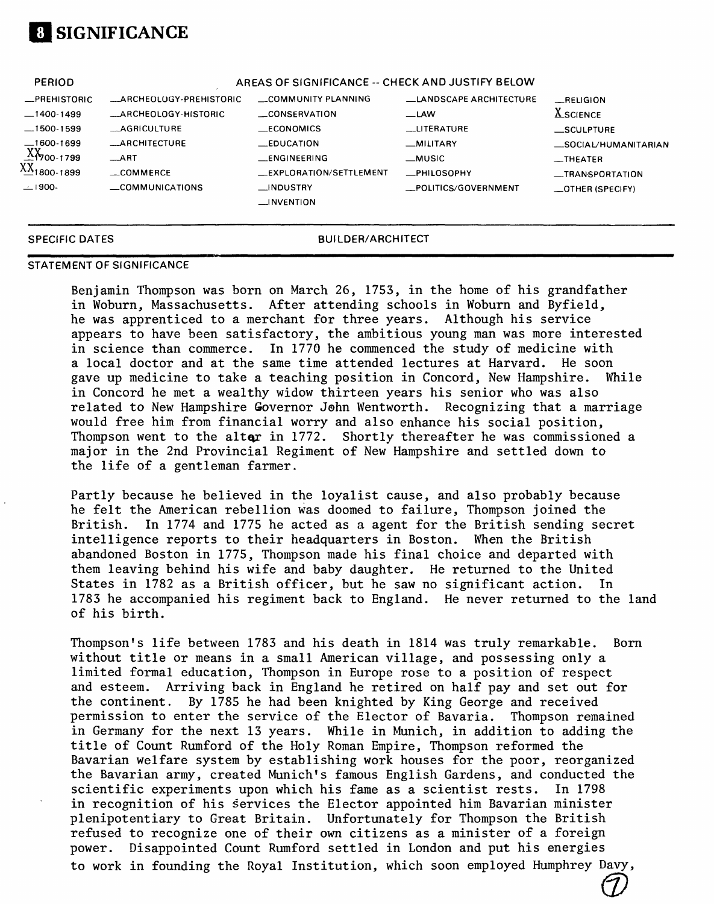# 8 SIGNIFICANCE

| PERIOD | AREAS OF SIGNIFICANCE -- CHECK AND JUSTIFY BELOW | | | | |
|---|---|---|---|---|---|
| _PREHISTORIC | _ARCHEOLOGY-PREHISTORIC | _COMMUNITY PLANNING | _LANDSCAPE ARCHITECTURE | _RELIGION |
| _1400-1499 | _ARCHEOLOGY-HISTORIC | _CONSERVATION | _LAW | X SCIENCE |
| _1500-1599 | _AGRICULTURE | _ECONOMICS | _LITERATURE | _SCULPTURE |
| _1600-1699 | _ARCHITECTURE | _EDUCATION | _MILITARY | _SOCIAL/HUMANITARIAN |
| XX 1700-1799 | _ART | _ENGINEERING | _MUSIC | _THEATER |
| XX 1800-1899 | _COMMERCE | _EXPLORATION/SETTLEMENT | _PHILOSOPHY | _TRANSPORTATION |
| _1900- | _COMMUNICATIONS | _INDUSTRY | _POLITICS/GOVERNMENT | _OTHER (SPECIFY) |
| | | _INVENTION | | |

SPECIFIC DATES

BUILDER/ARCHITECT

STATEMENT OF SIGNIFICANCE

Benjamin Thompson was born on March 26, 1753, in the home of his grandfather in Woburn, Massachusetts. After attending schools in Woburn and Byfield, he was apprenticed to a merchant for three years. Although his service appears to have been satisfactory, the ambitious young man was more interested in science than commerce. In 1770 he commenced the study of medicine with a local doctor and at the same time attended lectures at Harvard. He soon gave up medicine to take a teaching position in Concord, New Hampshire. While in Concord he met a wealthy widow thirteen years his senior who was also related to New Hampshire Governor John Wentworth. Recognizing that a marriage would free him from financial worry and also enhance his social position, Thompson went to the altar in 1772. Shortly thereafter he was commissioned a major in the 2nd Provincial Regiment of New Hampshire and settled down to the life of a gentleman farmer.

Partly because he believed in the loyalist cause, and also probably because he felt the American rebellion was doomed to failure, Thompson joined the British. In 1774 and 1775 he acted as a agent for the British sending secret intelligence reports to their headquarters in Boston. When the British abandoned Boston in 1775, Thompson made his final choice and departed with them leaving behind his wife and baby daughter. He returned to the United States in 1782 as a British officer, but he saw no significant action. In 1783 he accompanied his regiment back to England. He never returned to the land of his birth.

Thompson's life between 1783 and his death in 1814 was truly remarkable. Born without title or means in a small American village, and possessing only a limited formal education, Thompson in Europe rose to a position of respect and esteem. Arriving back in England he retired on half pay and set out for the continent. By 1785 he had been knighted by King George and received permission to enter the service of the Elector of Bavaria. Thompson remained in Germany for the next 13 years. While in Munich, in addition to adding the title of Count Rumford of the Holy Roman Empire, Thompson reformed the Bavarian welfare system by establishing work houses for the poor, reorganized the Bavarian army, created Munich's famous English Gardens, and conducted the scientific experiments upon which his fame as a scientist rests. In 1798 in recognition of his services the Elector appointed him Bavarian minister plenipotentiary to Great Britain. Unfortunately for Thompson the British refused to recognize one of their own citizens as a minister of a foreign power. Disappointed Count Rumford settled in London and put his energies to work in founding the Royal Institution, which soon employed Humphrey Davy,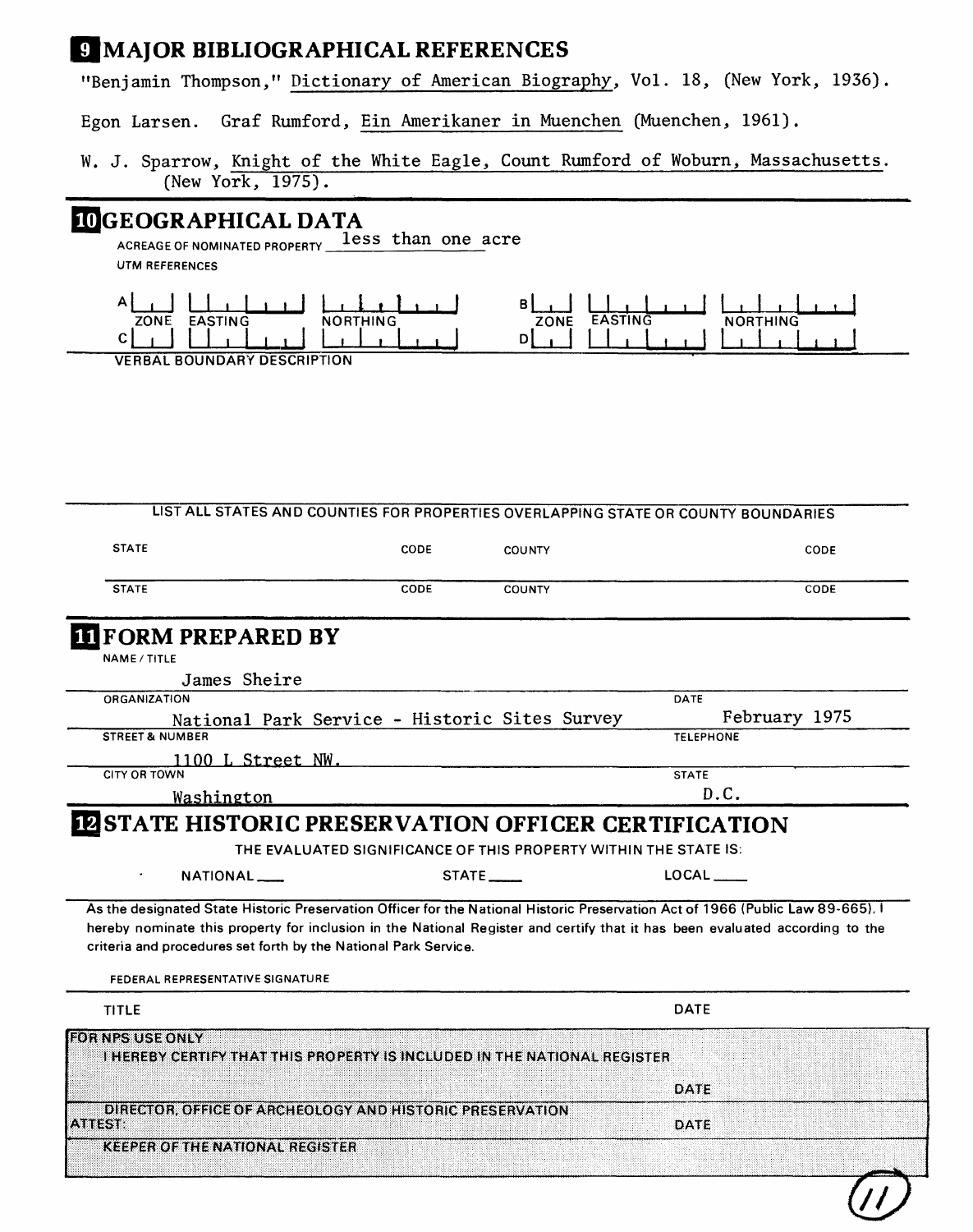## 9 MAJOR BIBLIOGRAPHICAL REFERENCES

"Benjamin Thompson," Dictionary of American Biography, Vol. 18, (New York, 1936).

Egon Larsen. Graf Rumford, Ein Amerikaner in Muenchen (Muenchen, 1961).

W. J. Sparrow, Knight of the White Eagle, Count Rumford of Woburn, Massachusetts. (New York, 1975).

## 10 GEOGRAPHICAL DATA

ACREAGE OF NOMINATED PROPERTY less than one acre

UTM REFERENCES

| | ZONE | EASTING | NORTHING | | ZONE | EASTING | NORTHING |
|---|---|---|---|---|---|---|---|
| A | | | | B | | | |
| C | | | | D | | | |

VERBAL BOUNDARY DESCRIPTION

LIST ALL STATES AND COUNTIES FOR PROPERTIES OVERLAPPING STATE OR COUNTY BOUNDARIES

| STATE | CODE | COUNTY | CODE |
|---|---|---|---|
| STATE | CODE | COUNTY | CODE |

## 11 FORM PREPARED BY

NAME / TITLE
James Sheire

ORGANIZATION
National Park Service - Historic Sites Survey

DATE
February 1975

STREET & NUMBER
1100 L Street NW.

TELEPHONE

CITY OR TOWN
Washington

STATE
D.C.

## 12 STATE HISTORIC PRESERVATION OFFICER CERTIFICATION

THE EVALUATED SIGNIFICANCE OF THIS PROPERTY WITHIN THE STATE IS:

NATIONAL ___ STATE ___ LOCAL ___

As the designated State Historic Preservation Officer for the National Historic Preservation Act of 1966 (Public Law 89-665), I hereby nominate this property for inclusion in the National Register and certify that it has been evaluated according to the criteria and procedures set forth by the National Park Service.

FEDERAL REPRESENTATIVE SIGNATURE

TITLE

DATE

**FOR NPS USE ONLY**

I HEREBY CERTIFY THAT THIS PROPERTY IS INCLUDED IN THE NATIONAL REGISTER

DATE

DIRECTOR, OFFICE OF ARCHEOLOGY AND HISTORIC PRESERVATION

ATTEST:

DATE

KEEPER OF THE NATIONAL REGISTER

(11)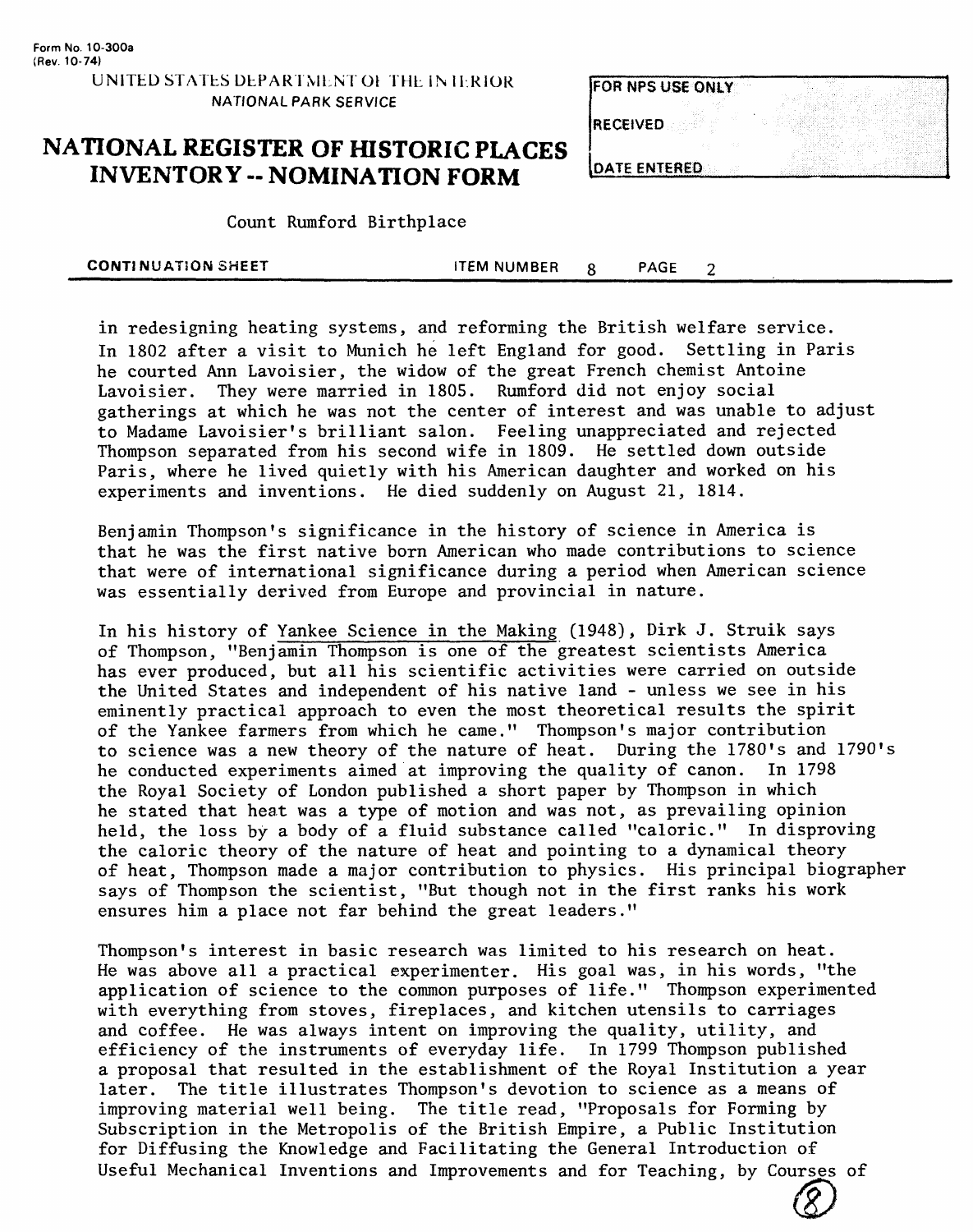in redesigning heating systems, and reforming the British welfare service. In 1802 after a visit to Munich he left England for good. Settling in Paris he courted Ann Lavoisier, the widow of the great French chemist Antoine Lavoisier. They were married in 1805. Rumford did not enjoy social gatherings at which he was not the center of interest and was unable to adjust to Madame Lavoisier's brilliant salon. Feeling unappreciated and rejected Thompson separated from his second wife in 1809. He settled down outside Paris, where he lived quietly with his American daughter and worked on his experiments and inventions. He died suddenly on August 21, 1814.

Benjamin Thompson's significance in the history of science in America is that he was the first native born American who made contributions to science that were of international significance during a period when American science was essentially derived from Europe and provincial in nature.

In his history of Yankee Science in the Making (1948), Dirk J. Struik says of Thompson, "Benjamin Thompson is one of the greatest scientists America has ever produced, but all his scientific activities were carried on outside the United States and independent of his native land - unless we see in his eminently practical approach to even the most theoretical results the spirit of the Yankee farmers from which he came." Thompson's major contribution to science was a new theory of the nature of heat. During the 1780's and 1790's he conducted experiments aimed at improving the quality of canon. In 1798 the Royal Society of London published a short paper by Thompson in which he stated that heat was a type of motion and was not, as prevailing opinion held, the loss by a body of a fluid substance called "caloric." In disproving the caloric theory of the nature of heat and pointing to a dynamical theory of heat, Thompson made a major contribution to physics. His principal biographer says of Thompson the scientist, "But though not in the first ranks his work ensures him a place not far behind the great leaders."

Thompson's interest in basic research was limited to his research on heat. He was above all a practical experimenter. His goal was, in his words, "the application of science to the common purposes of life." Thompson experimented with everything from stoves, fireplaces, and kitchen utensils to carriages and coffee. He was always intent on improving the quality, utility, and efficiency of the instruments of everyday life. In 1799 Thompson published a proposal that resulted in the establishment of the Royal Institution a year later. The title illustrates Thompson's devotion to science as a means of improving material well being. The title read, "Proposals for Forming by Subscription in the Metropolis of the British Empire, a Public Institution for Diffusing the Knowledge and Facilitating the General Introduction of Useful Mechanical Inventions and Improvements and for Teaching, by Courses of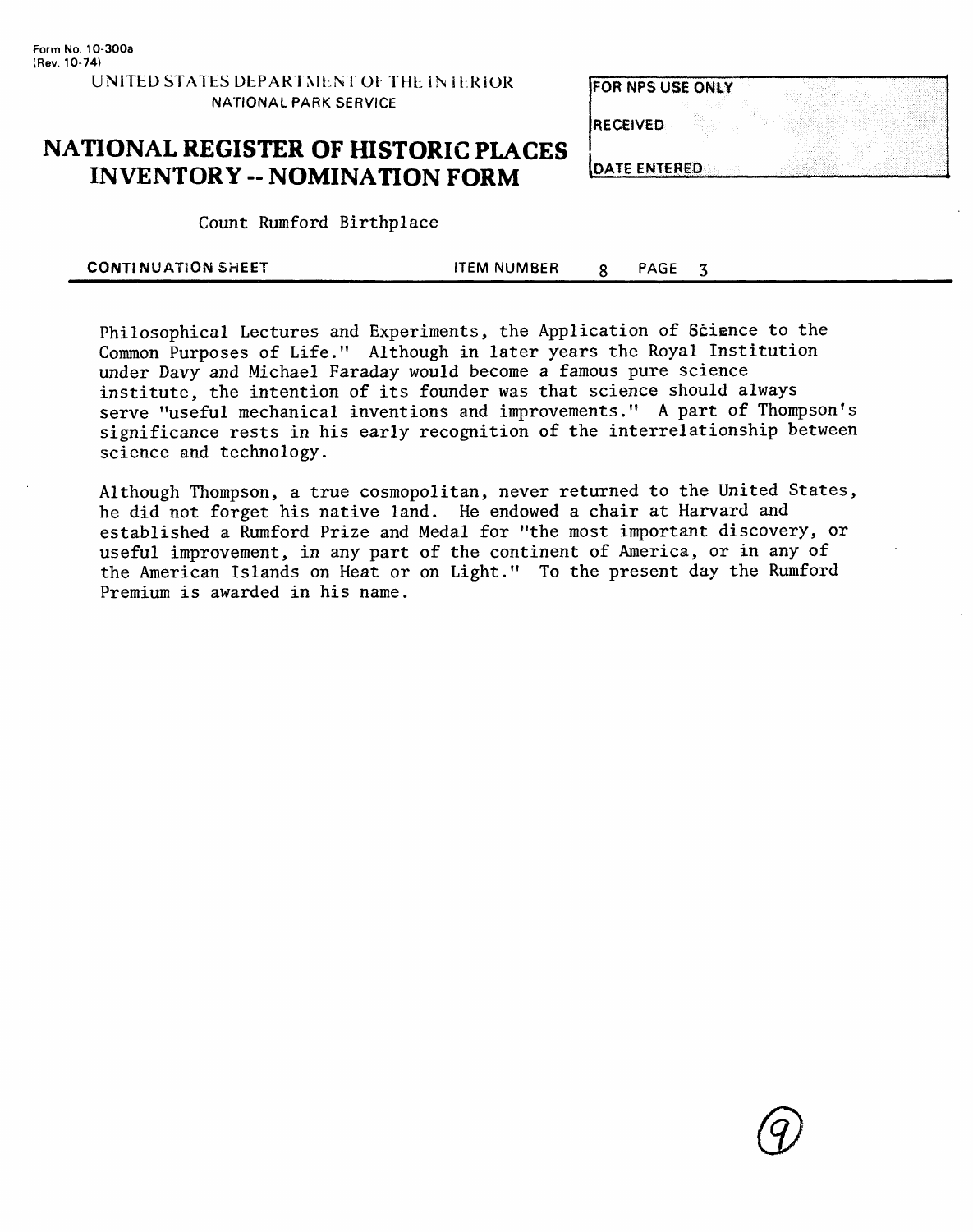Form No. 10-300a
(Rev. 10-74)

UNITED STATES DEPARTMENT OF THE INTERIOR
NATIONAL PARK SERVICE

# NATIONAL REGISTER OF HISTORIC PLACES INVENTORY -- NOMINATION FORM

| FOR NPS USE ONLY |
| --- |
| RECEIVED |
| DATE ENTERED |

Count Rumford Birthplace

**CONTINUATION SHEET** ITEM NUMBER 8 PAGE 3

Philosophical Lectures and Experiments, the Application of Science to the Common Purposes of Life." Although in later years the Royal Institution under Davy and Michael Faraday would become a famous pure science institute, the intention of its founder was that science should always serve "useful mechanical inventions and improvements." A part of Thompson's significance rests in his early recognition of the interrelationship between science and technology.

Although Thompson, a true cosmopolitan, never returned to the United States, he did not forget his native land. He endowed a chair at Harvard and established a Rumford Prize and Medal for "the most important discovery, or useful improvement, in any part of the continent of America, or in any of the American Islands on Heat or on Light." To the present day the Rumford Premium is awarded in his name.